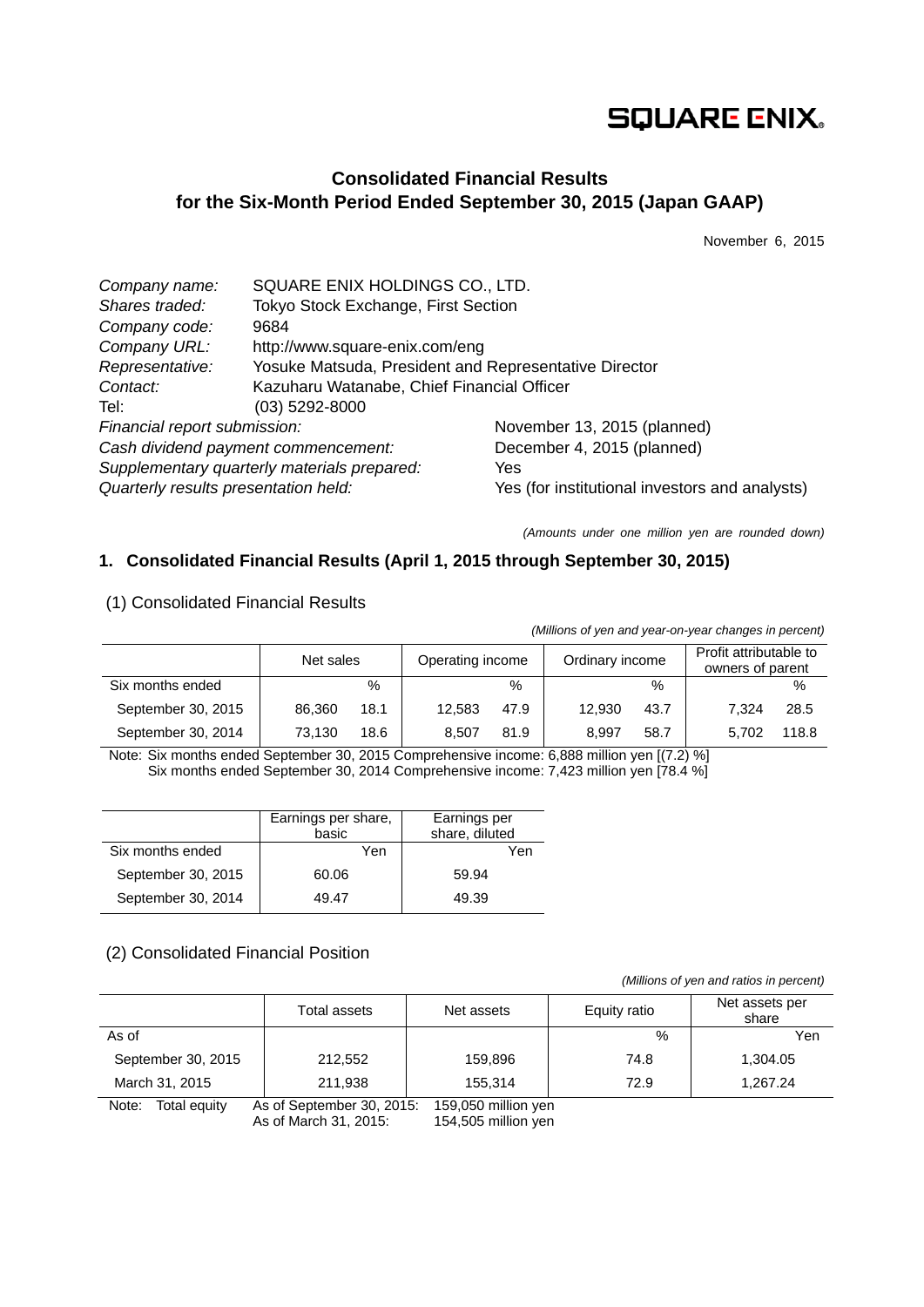SQUARE ENIX.

# Consolidated Financial Results for the Six-Month Period Ended September 30, 2015 (Japan GAAP)

November 6, 2015

| | |
|---|---|
| *Company name:* | SQUARE ENIX HOLDINGS CO., LTD. |
| *Shares traded:* | Tokyo Stock Exchange, First Section |
| *Company code:* | 9684 |
| *Company URL:* | http://www.square-enix.com/eng |
| *Representative:* | Yosuke Matsuda, President and Representative Director |
| *Contact:* | Kazuharu Watanabe, Chief Financial Officer |
| Tel: | (03) 5292-8000 |

| | |
|---|---|
| *Financial report submission:* | November 13, 2015 (planned) |
| *Cash dividend payment commencement:* | December 4, 2015 (planned) |
| *Supplementary quarterly materials prepared:* | Yes |
| *Quarterly results presentation held:* | Yes (for institutional investors and analysts) |

*(Amounts under one million yen are rounded down)*

## 1. Consolidated Financial Results (April 1, 2015 through September 30, 2015)

### (1) Consolidated Financial Results

*(Millions of yen and year-on-year changes in percent)*

| | Net sales | | Operating income | | Ordinary income | | Profit attributable to owners of parent | |
|---|---|---|---|---|---|---|---|---|
| Six months ended | | % | | % | | % | | % |
| September 30, 2015 | 86,360 | 18.1 | 12,583 | 47.9 | 12,930 | 43.7 | 7,324 | 28.5 |
| September 30, 2014 | 73,130 | 18.6 | 8,507 | 81.9 | 8,997 | 58.7 | 5,702 | 118.8 |

Note: Six months ended September 30, 2015 Comprehensive income: 6,888 million yen [(7.2) %]
Six months ended September 30, 2014 Comprehensive income: 7,423 million yen [78.4 %]

| | Earnings per share, basic | Earnings per share, diluted |
|---|---|---|
| Six months ended | Yen | Yen |
| September 30, 2015 | 60.06 | 59.94 |
| September 30, 2014 | 49.47 | 49.39 |

### (2) Consolidated Financial Position

*(Millions of yen and ratios in percent)*

| | Total assets | Net assets | Equity ratio | Net assets per share |
|---|---|---|---|---|
| As of | | | % | Yen |
| September 30, 2015 | 212,552 | 159,896 | 74.8 | 1,304.05 |
| March 31, 2015 | 211,938 | 155,314 | 72.9 | 1,267.24 |

Note: Total equity
As of September 30, 2015: 159,050 million yen
As of March 31, 2015: 154,505 million yen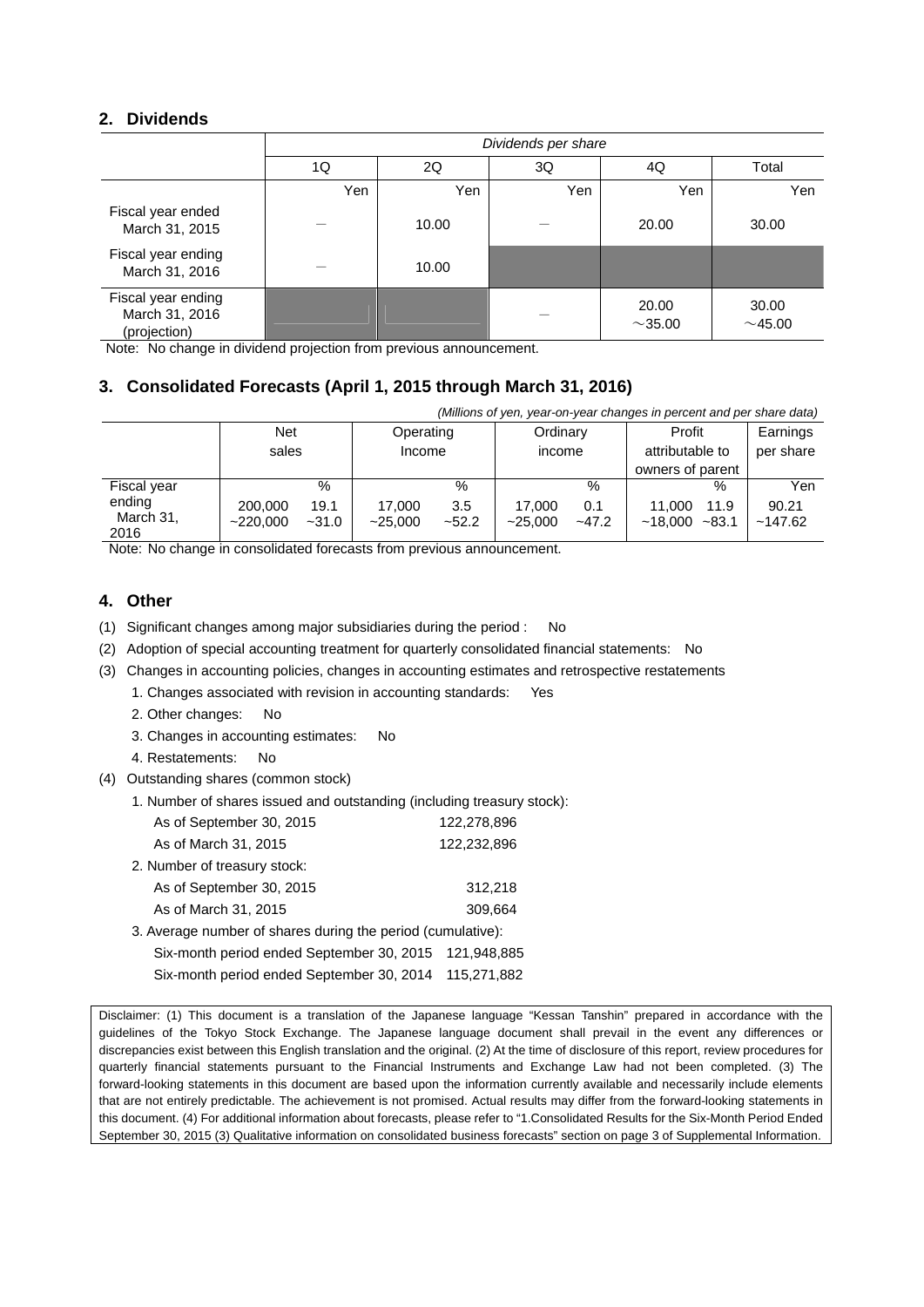## 2. Dividends

| | Dividends per share | | | | |
|---|---|---|---|---|---|
| | 1Q | 2Q | 3Q | 4Q | Total |
| | Yen | Yen | Yen | Yen | Yen |
| Fiscal year ended March 31, 2015 | — | 10.00 | — | 20.00 | 30.00 |
| Fiscal year ending March 31, 2016 | — | 10.00 | | | |
| Fiscal year ending March 31, 2016 (projection) | | | — | 20.00 ～35.00 | 30.00 ～45.00 |

Note: No change in dividend projection from previous announcement.

## 3. Consolidated Forecasts (April 1, 2015 through March 31, 2016)

*(Millions of yen, year-on-year changes in percent and per share data)*

| | Net sales | | Operating Income | | Ordinary income | | Profit attributable to owners of parent | | Earnings per share |
|---|---|---|---|---|---|---|---|---|---|
| | | % | | % | | % | | % | Yen |
| Fiscal year ending March 31, 2016 | 200,000 ~220,000 | 19.1 ~31.0 | 17,000 ~25,000 | 3.5 ~52.2 | 17,000 ~25,000 | 0.1 ~47.2 | 11,000 ~18,000 | 11.9 ~83.1 | 90.21 ~147.62 |

Note: No change in consolidated forecasts from previous announcement.

## 4. Other

(1) Significant changes among major subsidiaries during the period : No

(2) Adoption of special accounting treatment for quarterly consolidated financial statements: No

(3) Changes in accounting policies, changes in accounting estimates and retrospective restatements

1. Changes associated with revision in accounting standards: Yes
2. Other changes: No
3. Changes in accounting estimates: No
4. Restatements: No

(4) Outstanding shares (common stock)

1. Number of shares issued and outstanding (including treasury stock):
   - As of September 30, 2015 122,278,896
   - As of March 31, 2015 122,232,896
2. Number of treasury stock:
   - As of September 30, 2015 312,218
   - As of March 31, 2015 309,664
3. Average number of shares during the period (cumulative):
   - Six-month period ended September 30, 2015 121,948,885
   - Six-month period ended September 30, 2014 115,271,882

Disclaimer: (1) This document is a translation of the Japanese language "Kessan Tanshin" prepared in accordance with the guidelines of the Tokyo Stock Exchange. The Japanese language document shall prevail in the event any differences or discrepancies exist between this English translation and the original. (2) At the time of disclosure of this report, review procedures for quarterly financial statements pursuant to the Financial Instruments and Exchange Law had not been completed. (3) The forward-looking statements in this document are based upon the information currently available and necessarily include elements that are not entirely predictable. The achievement is not promised. Actual results may differ from the forward-looking statements in this document. (4) For additional information about forecasts, please refer to "1.Consolidated Results for the Six-Month Period Ended September 30, 2015 (3) Qualitative information on consolidated business forecasts" section on page 3 of Supplemental Information.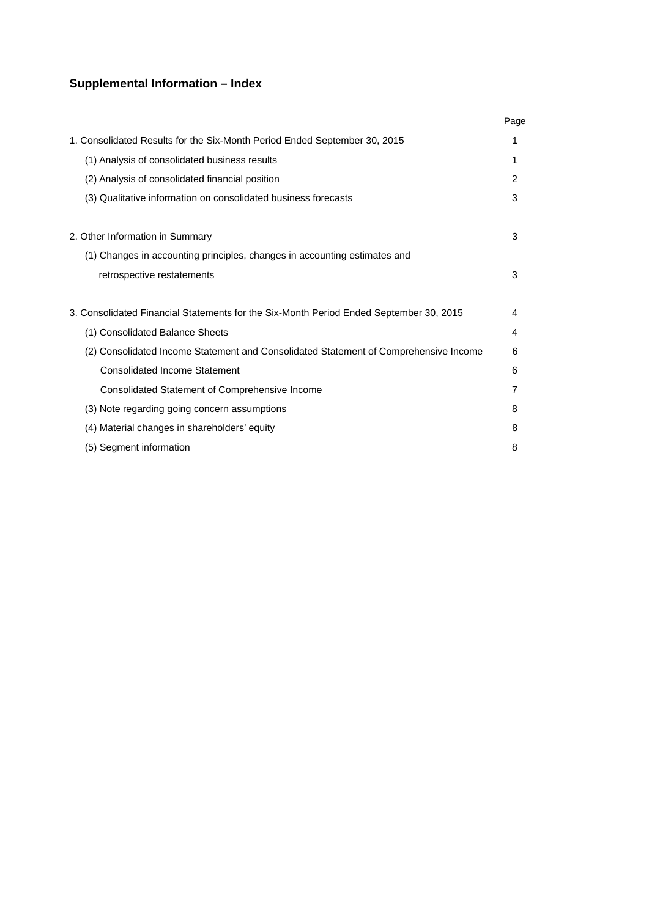## Supplemental Information – Index

| | Page |
|---|---|
| 1. Consolidated Results for the Six-Month Period Ended September 30, 2015 | 1 |
| (1) Analysis of consolidated business results | 1 |
| (2) Analysis of consolidated financial position | 2 |
| (3) Qualitative information on consolidated business forecasts | 3 |
| | |
| 2. Other Information in Summary | 3 |
| (1) Changes in accounting principles, changes in accounting estimates and retrospective restatements | 3 |
| | |
| 3. Consolidated Financial Statements for the Six-Month Period Ended September 30, 2015 | 4 |
| (1) Consolidated Balance Sheets | 4 |
| (2) Consolidated Income Statement and Consolidated Statement of Comprehensive Income | 6 |
| Consolidated Income Statement | 6 |
| Consolidated Statement of Comprehensive Income | 7 |
| (3) Note regarding going concern assumptions | 8 |
| (4) Material changes in shareholders' equity | 8 |
| (5) Segment information | 8 |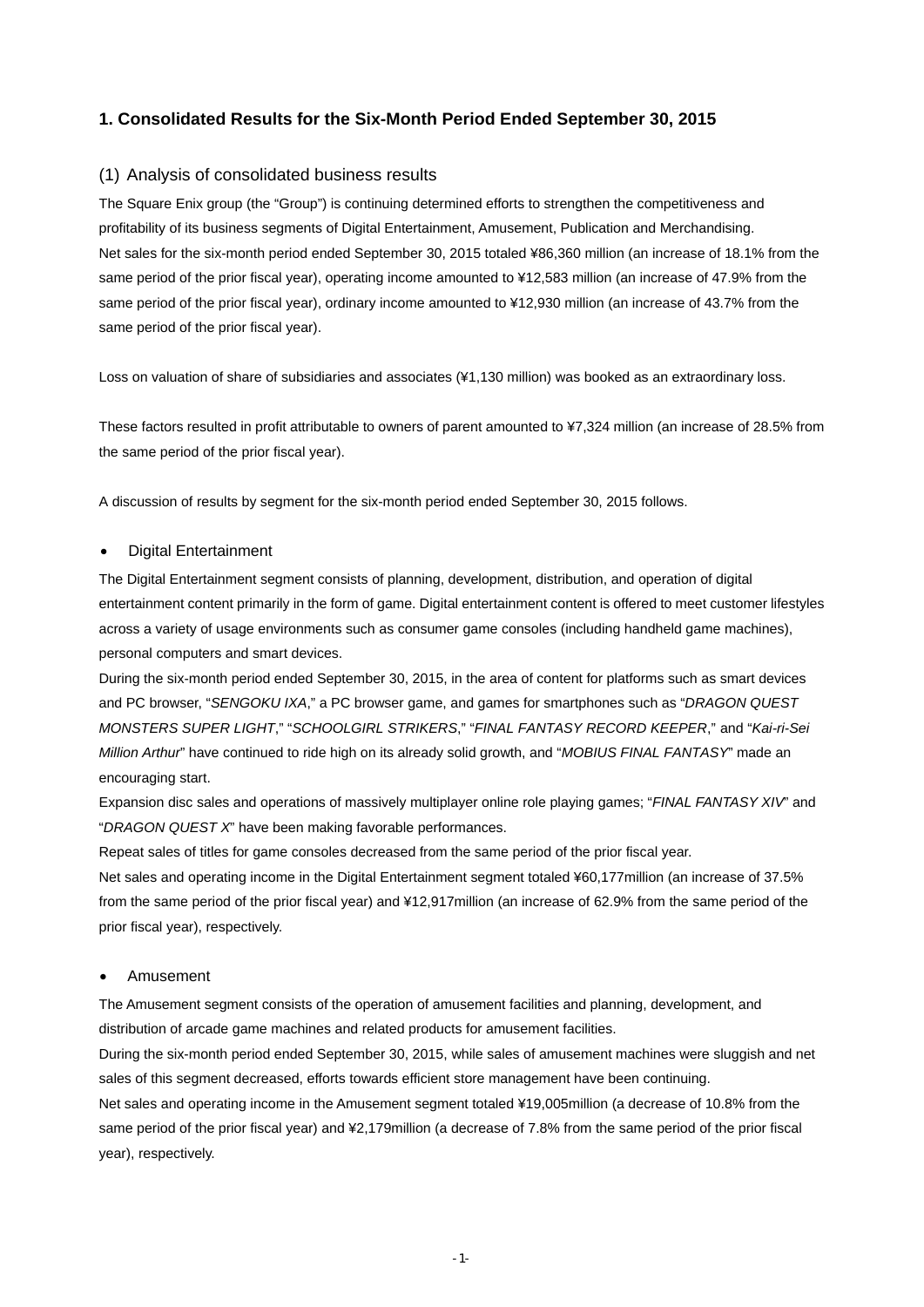## 1. Consolidated Results for the Six-Month Period Ended September 30, 2015

### (1) Analysis of consolidated business results

The Square Enix group (the "Group") is continuing determined efforts to strengthen the competitiveness and profitability of its business segments of Digital Entertainment, Amusement, Publication and Merchandising.
Net sales for the six-month period ended September 30, 2015 totaled ¥86,360 million (an increase of 18.1% from the same period of the prior fiscal year), operating income amounted to ¥12,583 million (an increase of 47.9% from the same period of the prior fiscal year), ordinary income amounted to ¥12,930 million (an increase of 43.7% from the same period of the prior fiscal year).

Loss on valuation of share of subsidiaries and associates (¥1,130 million) was booked as an extraordinary loss.

These factors resulted in profit attributable to owners of parent amounted to ¥7,324 million (an increase of 28.5% from the same period of the prior fiscal year).

A discussion of results by segment for the six-month period ended September 30, 2015 follows.

- Digital Entertainment

The Digital Entertainment segment consists of planning, development, distribution, and operation of digital entertainment content primarily in the form of game. Digital entertainment content is offered to meet customer lifestyles across a variety of usage environments such as consumer game consoles (including handheld game machines), personal computers and smart devices.
During the six-month period ended September 30, 2015, in the area of content for platforms such as smart devices and PC browser, "*SENGOKU IXA*," a PC browser game, and games for smartphones such as "*DRAGON QUEST MONSTERS SUPER LIGHT*," "*SCHOOLGIRL STRIKERS*," "*FINAL FANTASY RECORD KEEPER*," and "*Kai-ri-Sei Million Arthur*" have continued to ride high on its already solid growth, and "*MOBIUS FINAL FANTASY*" made an encouraging start.
Expansion disc sales and operations of massively multiplayer online role playing games; "*FINAL FANTASY XIV*" and "*DRAGON QUEST X*" have been making favorable performances.
Repeat sales of titles for game consoles decreased from the same period of the prior fiscal year.
Net sales and operating income in the Digital Entertainment segment totaled ¥60,177million (an increase of 37.5% from the same period of the prior fiscal year) and ¥12,917million (an increase of 62.9% from the same period of the prior fiscal year), respectively.

- Amusement

The Amusement segment consists of the operation of amusement facilities and planning, development, and distribution of arcade game machines and related products for amusement facilities.
During the six-month period ended September 30, 2015, while sales of amusement machines were sluggish and net sales of this segment decreased, efforts towards efficient store management have been continuing.
Net sales and operating income in the Amusement segment totaled ¥19,005million (a decrease of 10.8% from the same period of the prior fiscal year) and ¥2,179million (a decrease of 7.8% from the same period of the prior fiscal year), respectively.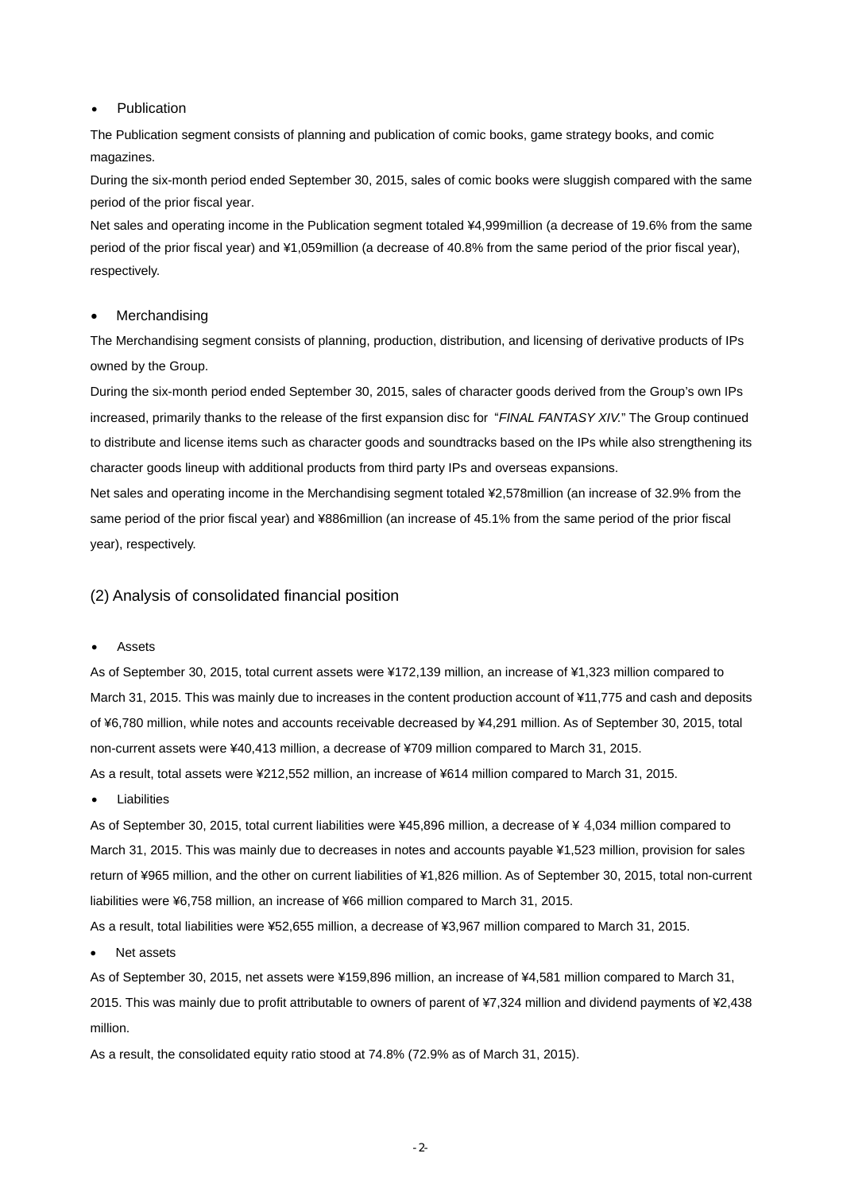- Publication

The Publication segment consists of planning and publication of comic books, game strategy books, and comic magazines.

During the six-month period ended September 30, 2015, sales of comic books were sluggish compared with the same period of the prior fiscal year.

Net sales and operating income in the Publication segment totaled ¥4,999million (a decrease of 19.6% from the same period of the prior fiscal year) and ¥1,059million (a decrease of 40.8% from the same period of the prior fiscal year), respectively.

- Merchandising

The Merchandising segment consists of planning, production, distribution, and licensing of derivative products of IPs owned by the Group.

During the six-month period ended September 30, 2015, sales of character goods derived from the Group's own IPs increased, primarily thanks to the release of the first expansion disc for "*FINAL FANTASY XIV.*" The Group continued to distribute and license items such as character goods and soundtracks based on the IPs while also strengthening its character goods lineup with additional products from third party IPs and overseas expansions.

Net sales and operating income in the Merchandising segment totaled ¥2,578million (an increase of 32.9% from the same period of the prior fiscal year) and ¥886million (an increase of 45.1% from the same period of the prior fiscal year), respectively.

## (2) Analysis of consolidated financial position

- Assets

As of September 30, 2015, total current assets were ¥172,139 million, an increase of ¥1,323 million compared to March 31, 2015. This was mainly due to increases in the content production account of ¥11,775 and cash and deposits of ¥6,780 million, while notes and accounts receivable decreased by ¥4,291 million. As of September 30, 2015, total non-current assets were ¥40,413 million, a decrease of ¥709 million compared to March 31, 2015.

As a result, total assets were ¥212,552 million, an increase of ¥614 million compared to March 31, 2015.

- Liabilities

As of September 30, 2015, total current liabilities were ¥45,896 million, a decrease of ¥ 4,034 million compared to March 31, 2015. This was mainly due to decreases in notes and accounts payable ¥1,523 million, provision for sales return of ¥965 million, and the other on current liabilities of ¥1,826 million. As of September 30, 2015, total non-current liabilities were ¥6,758 million, an increase of ¥66 million compared to March 31, 2015.

As a result, total liabilities were ¥52,655 million, a decrease of ¥3,967 million compared to March 31, 2015.

- Net assets

As of September 30, 2015, net assets were ¥159,896 million, an increase of ¥4,581 million compared to March 31, 2015. This was mainly due to profit attributable to owners of parent of ¥7,324 million and dividend payments of ¥2,438 million.

As a result, the consolidated equity ratio stood at 74.8% (72.9% as of March 31, 2015).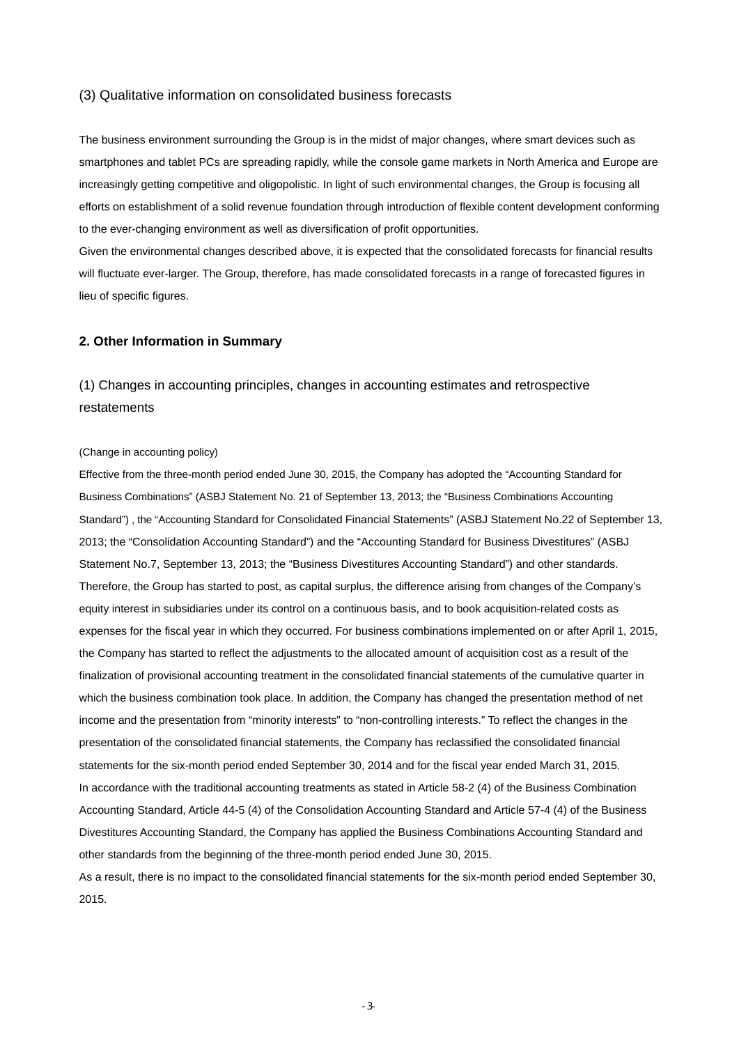### (3) Qualitative information on consolidated business forecasts

The business environment surrounding the Group is in the midst of major changes, where smart devices such as smartphones and tablet PCs are spreading rapidly, while the console game markets in North America and Europe are increasingly getting competitive and oligopolistic. In light of such environmental changes, the Group is focusing all efforts on establishment of a solid revenue foundation through introduction of flexible content development conforming to the ever-changing environment as well as diversification of profit opportunities.
Given the environmental changes described above, it is expected that the consolidated forecasts for financial results will fluctuate ever-larger. The Group, therefore, has made consolidated forecasts in a range of forecasted figures in lieu of specific figures.

## 2. Other Information in Summary

### (1) Changes in accounting principles, changes in accounting estimates and retrospective restatements

(Change in accounting policy)

Effective from the three-month period ended June 30, 2015, the Company has adopted the "Accounting Standard for Business Combinations" (ASBJ Statement No. 21 of September 13, 2013; the "Business Combinations Accounting Standard") , the "Accounting Standard for Consolidated Financial Statements" (ASBJ Statement No.22 of September 13, 2013; the "Consolidation Accounting Standard") and the "Accounting Standard for Business Divestitures" (ASBJ Statement No.7, September 13, 2013; the "Business Divestitures Accounting Standard") and other standards. Therefore, the Group has started to post, as capital surplus, the difference arising from changes of the Company's equity interest in subsidiaries under its control on a continuous basis, and to book acquisition-related costs as expenses for the fiscal year in which they occurred. For business combinations implemented on or after April 1, 2015, the Company has started to reflect the adjustments to the allocated amount of acquisition cost as a result of the finalization of provisional accounting treatment in the consolidated financial statements of the cumulative quarter in which the business combination took place. In addition, the Company has changed the presentation method of net income and the presentation from "minority interests" to "non-controlling interests." To reflect the changes in the presentation of the consolidated financial statements, the Company has reclassified the consolidated financial statements for the six-month period ended September 30, 2014 and for the fiscal year ended March 31, 2015.
In accordance with the traditional accounting treatments as stated in Article 58-2 (4) of the Business Combination Accounting Standard, Article 44-5 (4) of the Consolidation Accounting Standard and Article 57-4 (4) of the Business Divestitures Accounting Standard, the Company has applied the Business Combinations Accounting Standard and other standards from the beginning of the three-month period ended June 30, 2015.
As a result, there is no impact to the consolidated financial statements for the six-month period ended September 30, 2015.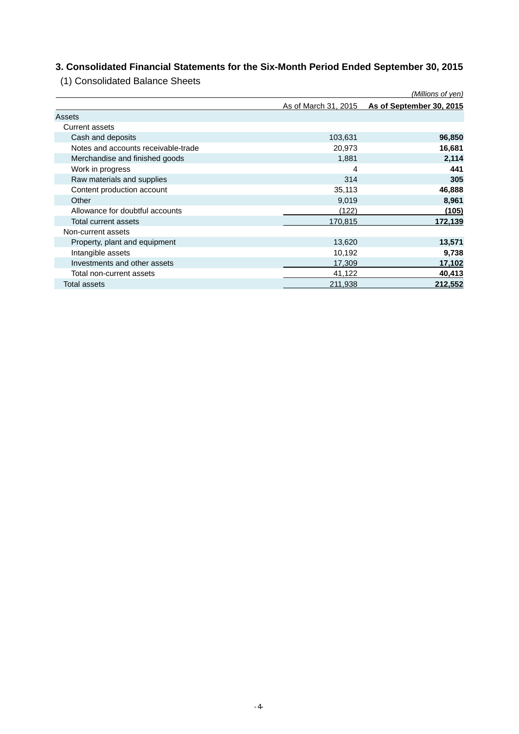## 3. Consolidated Financial Statements for the Six-Month Period Ended September 30, 2015

### (1) Consolidated Balance Sheets

*(Millions of yen)*

| | As of March 31, 2015 | **As of September 30, 2015** |
|---|---|---|
| Assets | | |
| Current assets | | |
| Cash and deposits | 103,631 | **96,850** |
| Notes and accounts receivable-trade | 20,973 | **16,681** |
| Merchandise and finished goods | 1,881 | **2,114** |
| Work in progress | 4 | **441** |
| Raw materials and supplies | 314 | **305** |
| Content production account | 35,113 | **46,888** |
| Other | 9,019 | **8,961** |
| Allowance for doubtful accounts | (122) | **(105)** |
| Total current assets | 170,815 | **172,139** |
| Non-current assets | | |
| Property, plant and equipment | 13,620 | **13,571** |
| Intangible assets | 10,192 | **9,738** |
| Investments and other assets | 17,309 | **17,102** |
| Total non-current assets | 41,122 | **40,413** |
| Total assets | 211,938 | **212,552** |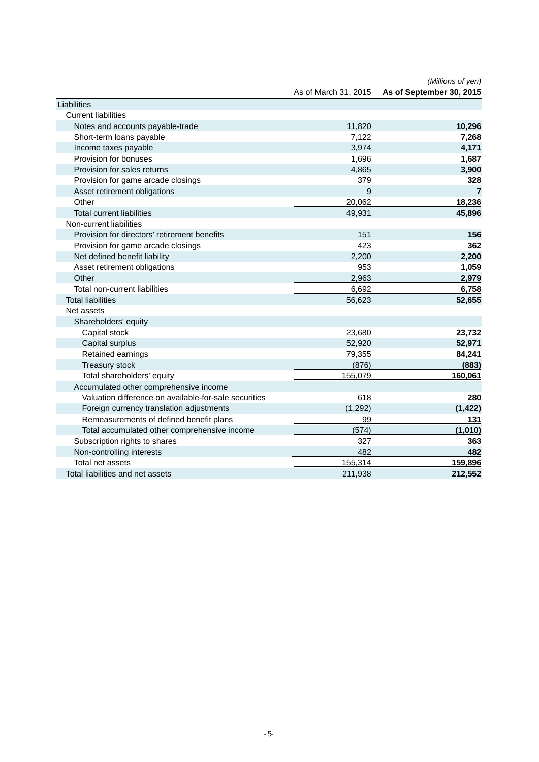*(Millions of yen)*

| | As of March 31, 2015 | **As of September 30, 2015** |
|---|---|---|
| Liabilities | | |
| Current liabilities | | |
| Notes and accounts payable-trade | 11,820 | **10,296** |
| Short-term loans payable | 7,122 | **7,268** |
| Income taxes payable | 3,974 | **4,171** |
| Provision for bonuses | 1,696 | **1,687** |
| Provision for sales returns | 4,865 | **3,900** |
| Provision for game arcade closings | 379 | **328** |
| Asset retirement obligations | 9 | **7** |
| Other | 20,062 | **18,236** |
| Total current liabilities | 49,931 | **45,896** |
| Non-current liabilities | | |
| Provision for directors' retirement benefits | 151 | **156** |
| Provision for game arcade closings | 423 | **362** |
| Net defined benefit liability | 2,200 | **2,200** |
| Asset retirement obligations | 953 | **1,059** |
| Other | 2,963 | **2,979** |
| Total non-current liabilities | 6,692 | **6,758** |
| Total liabilities | 56,623 | **52,655** |
| Net assets | | |
| Shareholders' equity | | |
| Capital stock | 23,680 | **23,732** |
| Capital surplus | 52,920 | **52,971** |
| Retained earnings | 79,355 | **84,241** |
| Treasury stock | (876) | **(883)** |
| Total shareholders' equity | 155,079 | **160,061** |
| Accumulated other comprehensive income | | |
| Valuation difference on available-for-sale securities | 618 | **280** |
| Foreign currency translation adjustments | (1,292) | **(1,422)** |
| Remeasurements of defined benefit plans | 99 | **131** |
| Total accumulated other comprehensive income | (574) | **(1,010)** |
| Subscription rights to shares | 327 | **363** |
| Non-controlling interests | 482 | **482** |
| Total net assets | 155,314 | **159,896** |
| Total liabilities and net assets | 211,938 | **212,552** |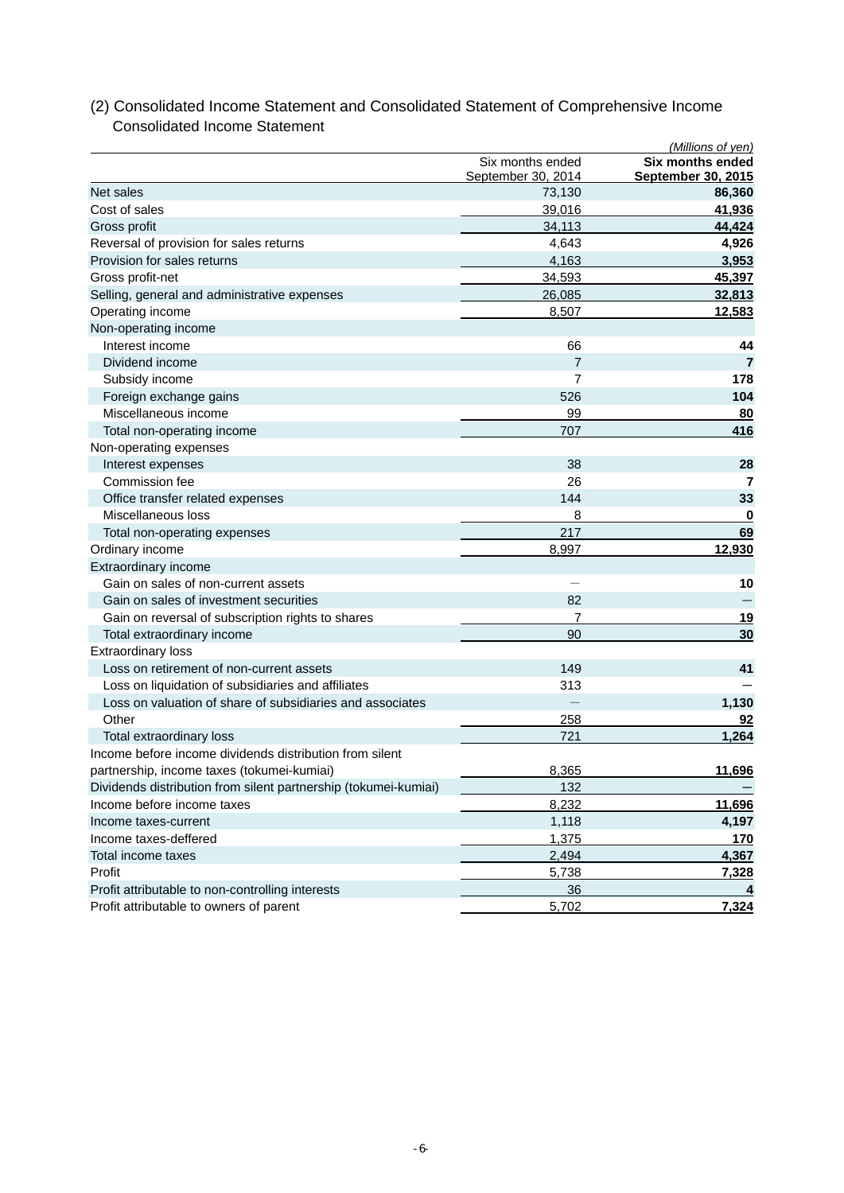(2) Consolidated Income Statement and Consolidated Statement of Comprehensive Income

Consolidated Income Statement

*(Millions of yen)*

| | Six months ended September 30, 2014 | **Six months ended September 30, 2015** |
|---|---|---|
| Net sales | 73,130 | **86,360** |
| Cost of sales | 39,016 | **41,936** |
| Gross profit | 34,113 | **44,424** |
| Reversal of provision for sales returns | 4,643 | **4,926** |
| Provision for sales returns | 4,163 | **3,953** |
| Gross profit-net | 34,593 | **45,397** |
| Selling, general and administrative expenses | 26,085 | **32,813** |
| Operating income | 8,507 | **12,583** |
| Non-operating income | | |
| Interest income | 66 | **44** |
| Dividend income | 7 | **7** |
| Subsidy income | 7 | **178** |
| Foreign exchange gains | 526 | **104** |
| Miscellaneous income | 99 | **80** |
| Total non-operating income | 707 | **416** |
| Non-operating expenses | | |
| Interest expenses | 38 | **28** |
| Commission fee | 26 | **7** |
| Office transfer related expenses | 144 | **33** |
| Miscellaneous loss | 8 | **0** |
| Total non-operating expenses | 217 | **69** |
| Ordinary income | 8,997 | **12,930** |
| Extraordinary income | | |
| Gain on sales of non-current assets | — | **10** |
| Gain on sales of investment securities | 82 | **—** |
| Gain on reversal of subscription rights to shares | 7 | **19** |
| Total extraordinary income | 90 | **30** |
| Extraordinary loss | | |
| Loss on retirement of non-current assets | 149 | **41** |
| Loss on liquidation of subsidiaries and affiliates | 313 | **—** |
| Loss on valuation of share of subsidiaries and associates | — | **1,130** |
| Other | 258 | **92** |
| Total extraordinary loss | 721 | **1,264** |
| Income before income dividends distribution from silent partnership, income taxes (tokumei-kumiai) | 8,365 | **11,696** |
| Dividends distribution from silent partnership (tokumei-kumiai) | 132 | **—** |
| Income before income taxes | 8,232 | **11,696** |
| Income taxes-current | 1,118 | **4,197** |
| Income taxes-deffered | 1,375 | **170** |
| Total income taxes | 2,494 | **4,367** |
| Profit | 5,738 | **7,328** |
| Profit attributable to non-controlling interests | 36 | **4** |
| Profit attributable to owners of parent | 5,702 | **7,324** |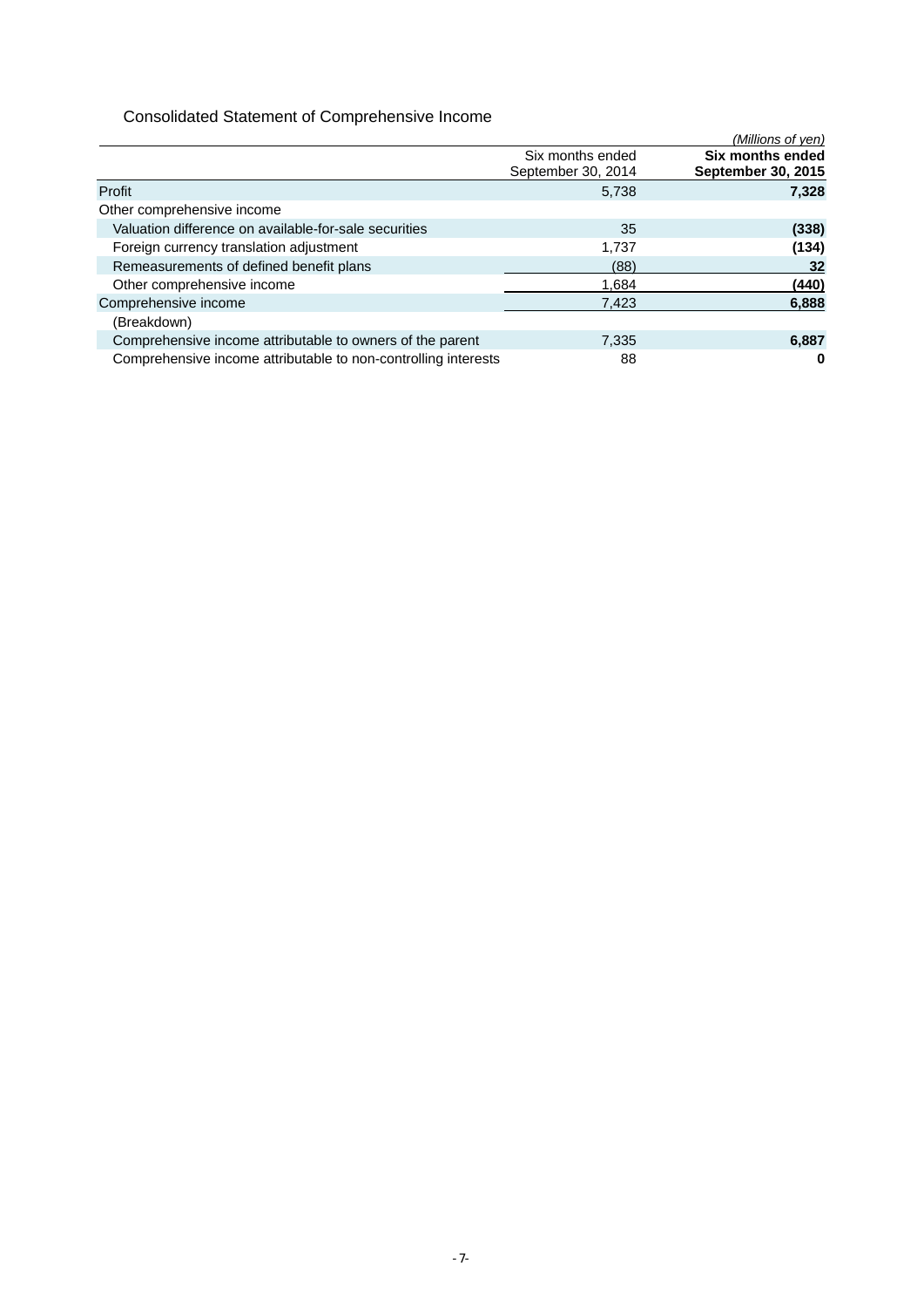### Consolidated Statement of Comprehensive Income

*(Millions of yen)*

| | Six months ended September 30, 2014 | **Six months ended September 30, 2015** |
|---|---|---|
| Profit | 5,738 | **7,328** |
| Other comprehensive income | | |
| Valuation difference on available-for-sale securities | 35 | **(338)** |
| Foreign currency translation adjustment | 1,737 | **(134)** |
| Remeasurements of defined benefit plans | (88) | **32** |
| Other comprehensive income | 1,684 | **(440)** |
| Comprehensive income | 7,423 | **6,888** |
| (Breakdown) | | |
| Comprehensive income attributable to owners of the parent | 7,335 | **6,887** |
| Comprehensive income attributable to non-controlling interests | 88 | **0** |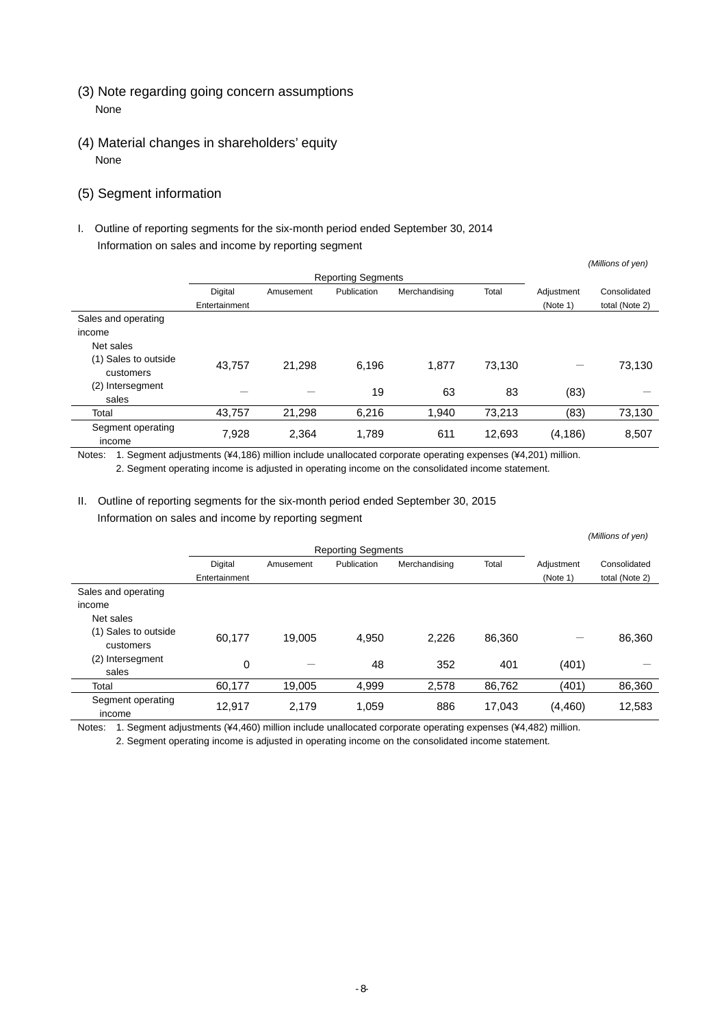## (3) Note regarding going concern assumptions

None

## (4) Material changes in shareholders' equity

None

## (5) Segment information

I. Outline of reporting segments for the six-month period ended September 30, 2014

Information on sales and income by reporting segment

*(Millions of yen)*

| | Reporting Segments | | | | | | |
|---|---|---|---|---|---|---|---|
| | Digital Entertainment | Amusement | Publication | Merchandising | Total | Adjustment (Note 1) | Consolidated total (Note 2) |
| Sales and operating income | | | | | | | |
| Net sales | | | | | | | |
| (1) Sales to outside customers | 43,757 | 21,298 | 6,196 | 1,877 | 73,130 | — | 73,130 |
| (2) Intersegment sales | — | — | 19 | 63 | 83 | (83) | — |
| Total | 43,757 | 21,298 | 6,216 | 1,940 | 73,213 | (83) | 73,130 |
| Segment operating income | 7,928 | 2,364 | 1,789 | 611 | 12,693 | (4,186) | 8,507 |

Notes: 1. Segment adjustments (¥4,186) million include unallocated corporate operating expenses (¥4,201) million.
2. Segment operating income is adjusted in operating income on the consolidated income statement.

II. Outline of reporting segments for the six-month period ended September 30, 2015

Information on sales and income by reporting segment

*(Millions of yen)*

| | Reporting Segments | | | | | | |
|---|---|---|---|---|---|---|---|
| | Digital Entertainment | Amusement | Publication | Merchandising | Total | Adjustment (Note 1) | Consolidated total (Note 2) |
| Sales and operating income | | | | | | | |
| Net sales | | | | | | | |
| (1) Sales to outside customers | 60,177 | 19,005 | 4,950 | 2,226 | 86,360 | — | 86,360 |
| (2) Intersegment sales | 0 | — | 48 | 352 | 401 | (401) | — |
| Total | 60,177 | 19,005 | 4,999 | 2,578 | 86,762 | (401) | 86,360 |
| Segment operating income | 12,917 | 2,179 | 1,059 | 886 | 17,043 | (4,460) | 12,583 |

Notes: 1. Segment adjustments (¥4,460) million include unallocated corporate operating expenses (¥4,482) million.
2. Segment operating income is adjusted in operating income on the consolidated income statement.